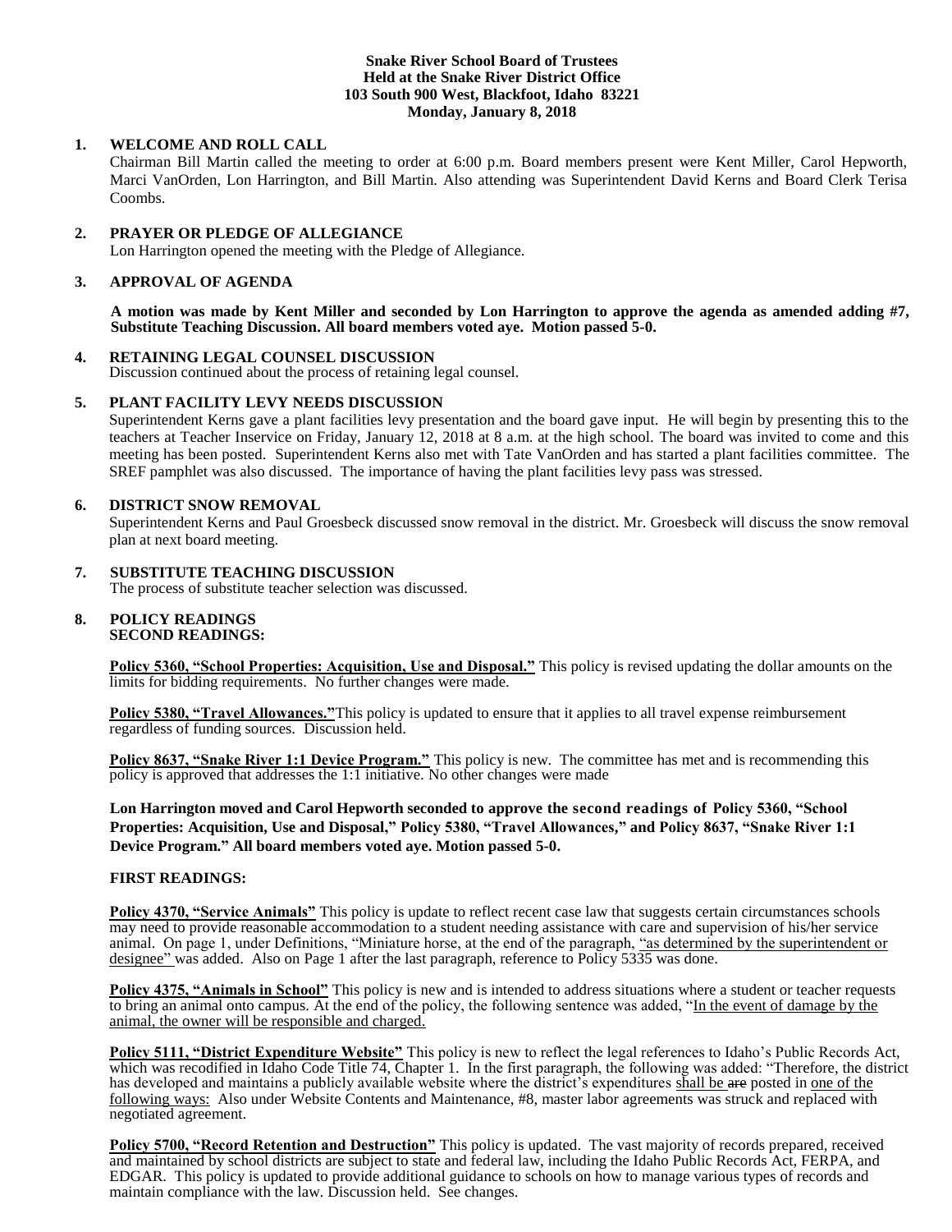**Snake River School Board of Trustees**
**Held at the Snake River District Office**
**103 South 900 West, Blackfoot, Idaho 83221**
**Monday, January 8, 2018**

## 1. WELCOME AND ROLL CALL

Chairman Bill Martin called the meeting to order at 6:00 p.m. Board members present were Kent Miller, Carol Hepworth, Marci VanOrden, Lon Harrington, and Bill Martin. Also attending was Superintendent David Kerns and Board Clerk Terisa Coombs.

## 2. PRAYER OR PLEDGE OF ALLEGIANCE

Lon Harrington opened the meeting with the Pledge of Allegiance.

## 3. APPROVAL OF AGENDA

**A motion was made by Kent Miller and seconded by Lon Harrington to approve the agenda as amended adding #7, Substitute Teaching Discussion. All board members voted aye. Motion passed 5-0.**

## 4. RETAINING LEGAL COUNSEL DISCUSSION

Discussion continued about the process of retaining legal counsel.

## 5. PLANT FACILITY LEVY NEEDS DISCUSSION

Superintendent Kerns gave a plant facilities levy presentation and the board gave input. He will begin by presenting this to the teachers at Teacher Inservice on Friday, January 12, 2018 at 8 a.m. at the high school. The board was invited to come and this meeting has been posted. Superintendent Kerns also met with Tate VanOrden and has started a plant facilities committee. The SREF pamphlet was also discussed. The importance of having the plant facilities levy pass was stressed.

## 6. DISTRICT SNOW REMOVAL

Superintendent Kerns and Paul Groesbeck discussed snow removal in the district. Mr. Groesbeck will discuss the snow removal plan at next board meeting.

## 7. SUBSTITUTE TEACHING DISCUSSION

The process of substitute teacher selection was discussed.

## 8. POLICY READINGS

### SECOND READINGS:

**Policy 5360, "School Properties: Acquisition, Use and Disposal."** This policy is revised updating the dollar amounts on the limits for bidding requirements. No further changes were made.

**Policy 5380, "Travel Allowances."** This policy is updated to ensure that it applies to all travel expense reimbursement regardless of funding sources. Discussion held.

**Policy 8637, "Snake River 1:1 Device Program."** This policy is new. The committee has met and is recommending this policy is approved that addresses the 1:1 initiative. No other changes were made

**Lon Harrington moved and Carol Hepworth seconded to approve the second readings of Policy 5360, "School Properties: Acquisition, Use and Disposal," Policy 5380, "Travel Allowances," and Policy 8637, "Snake River 1:1 Device Program." All board members voted aye. Motion passed 5-0.**

### FIRST READINGS:

**Policy 4370, "Service Animals"** This policy is update to reflect recent case law that suggests certain circumstances schools may need to provide reasonable accommodation to a student needing assistance with care and supervision of his/her service animal. On page 1, under Definitions, "Miniature horse, at the end of the paragraph, "as determined by the superintendent or designee" was added. Also on Page 1 after the last paragraph, reference to Policy 5335 was done.

**Policy 4375, "Animals in School"** This policy is new and is intended to address situations where a student or teacher requests to bring an animal onto campus. At the end of the policy, the following sentence was added, "In the event of damage by the animal, the owner will be responsible and charged.

**Policy 5111, "District Expenditure Website"** This policy is new to reflect the legal references to Idaho's Public Records Act, which was recodified in Idaho Code Title 74, Chapter 1. In the first paragraph, the following was added: "Therefore, the district has developed and maintains a publicly available website where the district's expenditures shall be ~~are~~ posted in one of the following ways: Also under Website Contents and Maintenance, #8, master labor agreements was struck and replaced with negotiated agreement.

**Policy 5700, "Record Retention and Destruction"** This policy is updated. The vast majority of records prepared, received and maintained by school districts are subject to state and federal law, including the Idaho Public Records Act, FERPA, and EDGAR. This policy is updated to provide additional guidance to schools on how to manage various types of records and maintain compliance with the law. Discussion held. See changes.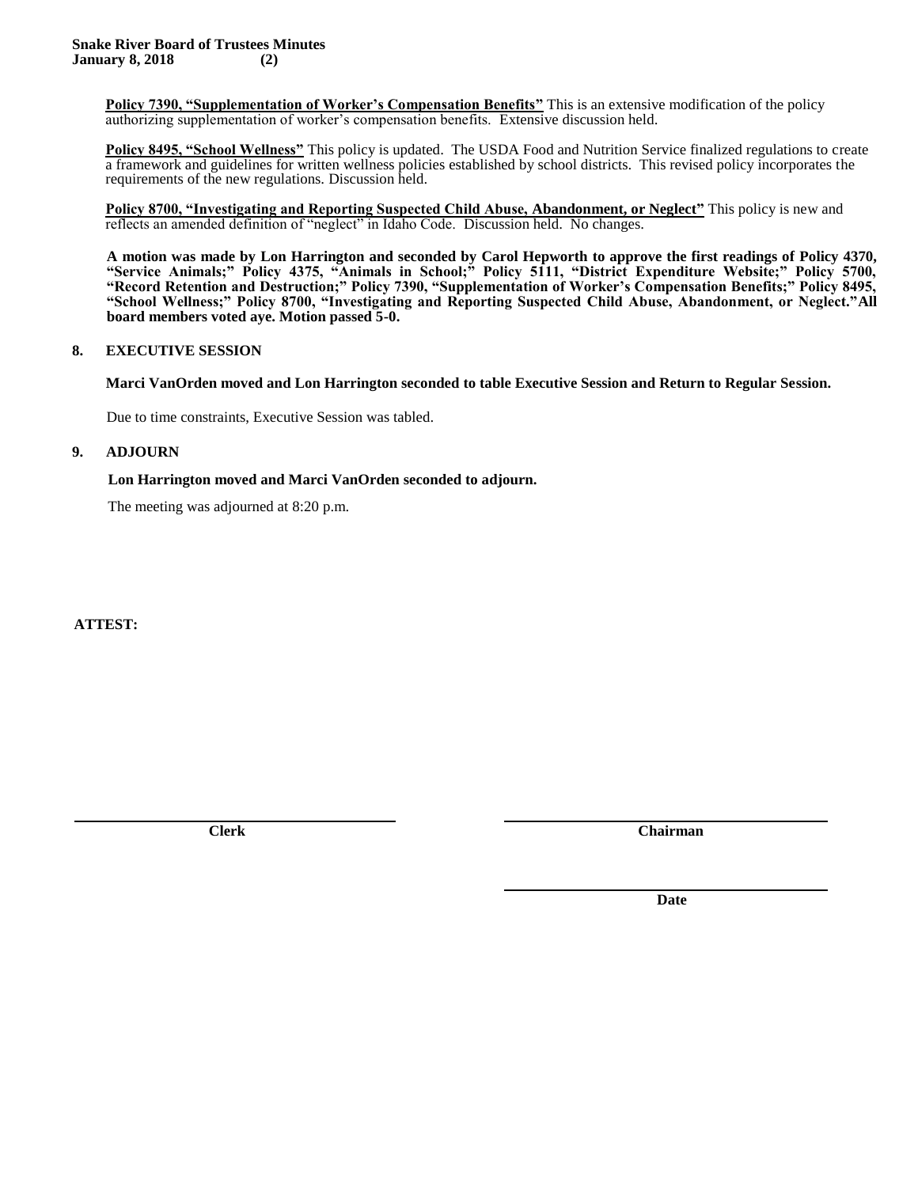**Policy 7390, "Supplementation of Worker's Compensation Benefits"** This is an extensive modification of the policy authorizing supplementation of worker's compensation benefits. Extensive discussion held.

**Policy 8495, "School Wellness"** This policy is updated. The USDA Food and Nutrition Service finalized regulations to create a framework and guidelines for written wellness policies established by school districts. This revised policy incorporates the requirements of the new regulations. Discussion held.

**Policy 8700, "Investigating and Reporting Suspected Child Abuse, Abandonment, or Neglect"** This policy is new and reflects an amended definition of "neglect" in Idaho Code. Discussion held. No changes.

**A motion was made by Lon Harrington and seconded by Carol Hepworth to approve the first readings of Policy 4370, "Service Animals;" Policy 4375, "Animals in School;" Policy 5111, "District Expenditure Website;" Policy 5700, "Record Retention and Destruction;" Policy 7390, "Supplementation of Worker's Compensation Benefits;" Policy 8495, "School Wellness;" Policy 8700, "Investigating and Reporting Suspected Child Abuse, Abandonment, or Neglect." All board members voted aye. Motion passed 5-0.**

## 8. EXECUTIVE SESSION

**Marci VanOrden moved and Lon Harrington seconded to table Executive Session and Return to Regular Session.**

Due to time constraints, Executive Session was tabled.

## 9. ADJOURN

**Lon Harrington moved and Marci VanOrden seconded to adjourn.**

The meeting was adjourned at 8:20 p.m.

**ATTEST:**

______________________________ **Clerk**

______________________________ **Chairman**

______________________________ **Date**